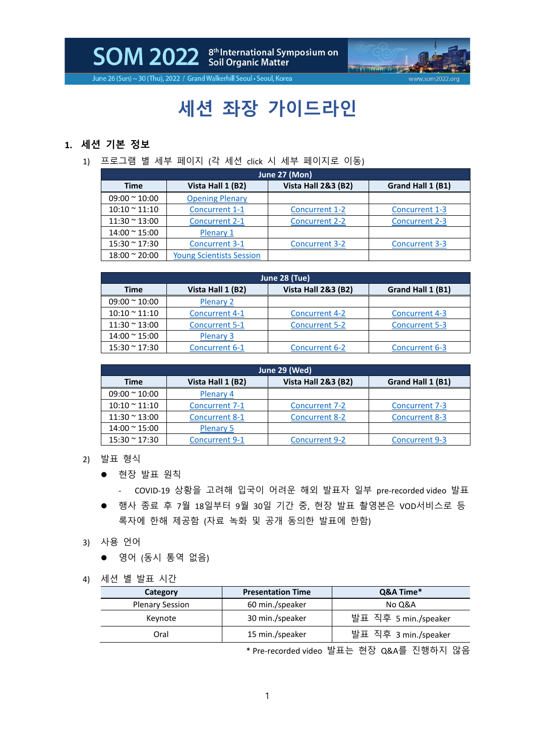SOM 2022 8th International Symposium on Soil Organic Matter

June 26 (Sun) ~ 30 (Thu), 2022 / Grand Walkerhill Seoul • Seoul, Korea www.som2022.org

# 세션 좌장 가이드라인

## 1. 세션 기본 정보

1) 프로그램 별 세부 페이지 (각 세션 click 시 세부 페이지로 이동)

| June 27 (Mon) | | | |
|---|---|---|---|
| Time | Vista Hall 1 (B2) | Vista Hall 2&3 (B2) | Grand Hall 1 (B1) |
| 09:00 ~ 10:00 | Opening Plenary | | |
| 10:10 ~ 11:10 | Concurrent 1-1 | Concurrent 1-2 | Concurrent 1-3 |
| 11:30 ~ 13:00 | Concurrent 2-1 | Concurrent 2-2 | Concurrent 2-3 |
| 14:00 ~ 15:00 | Plenary 1 | | |
| 15:30 ~ 17:30 | Concurrent 3-1 | Concurrent 3-2 | Concurrent 3-3 |
| 18:00 ~ 20:00 | Young Scientists Session | | |

| June 28 (Tue) | | | |
|---|---|---|---|
| Time | Vista Hall 1 (B2) | Vista Hall 2&3 (B2) | Grand Hall 1 (B1) |
| 09:00 ~ 10:00 | Plenary 2 | | |
| 10:10 ~ 11:10 | Concurrent 4-1 | Concurrent 4-2 | Concurrent 4-3 |
| 11:30 ~ 13:00 | Concurrent 5-1 | Concurrent 5-2 | Concurrent 5-3 |
| 14:00 ~ 15:00 | Plenary 3 | | |
| 15:30 ~ 17:30 | Concurrent 6-1 | Concurrent 6-2 | Concurrent 6-3 |

| June 29 (Wed) | | | |
|---|---|---|---|
| Time | Vista Hall 1 (B2) | Vista Hall 2&3 (B2) | Grand Hall 1 (B1) |
| 09:00 ~ 10:00 | Plenary 4 | | |
| 10:10 ~ 11:10 | Concurrent 7-1 | Concurrent 7-2 | Concurrent 7-3 |
| 11:30 ~ 13:00 | Concurrent 8-1 | Concurrent 8-2 | Concurrent 8-3 |
| 14:00 ~ 15:00 | Plenary 5 | | |
| 15:30 ~ 17:30 | Concurrent 9-1 | Concurrent 9-2 | Concurrent 9-3 |

2) 발표 형식

- 현장 발표 원칙
  - COVID-19 상황을 고려해 입국이 어려운 해외 발표자 일부 pre-recorded video 발표
- 행사 종료 후 7월 18일부터 9월 30일 기간 중, 현장 발표 촬영본은 VOD서비스로 등록자에 한해 제공함 (자료 녹화 및 공개 동의한 발표에 한함)

3) 사용 언어

- 영어 (동시 통역 없음)

4) 세션 별 발표 시간

| Category | Presentation Time | Q&A Time* |
|---|---|---|
| Plenary Session | 60 min./speaker | No Q&A |
| Keynote | 30 min./speaker | 발표 직후 5 min./speaker |
| Oral | 15 min./speaker | 발표 직후 3 min./speaker |

\* Pre-recorded video 발표는 현장 Q&A를 진행하지 않음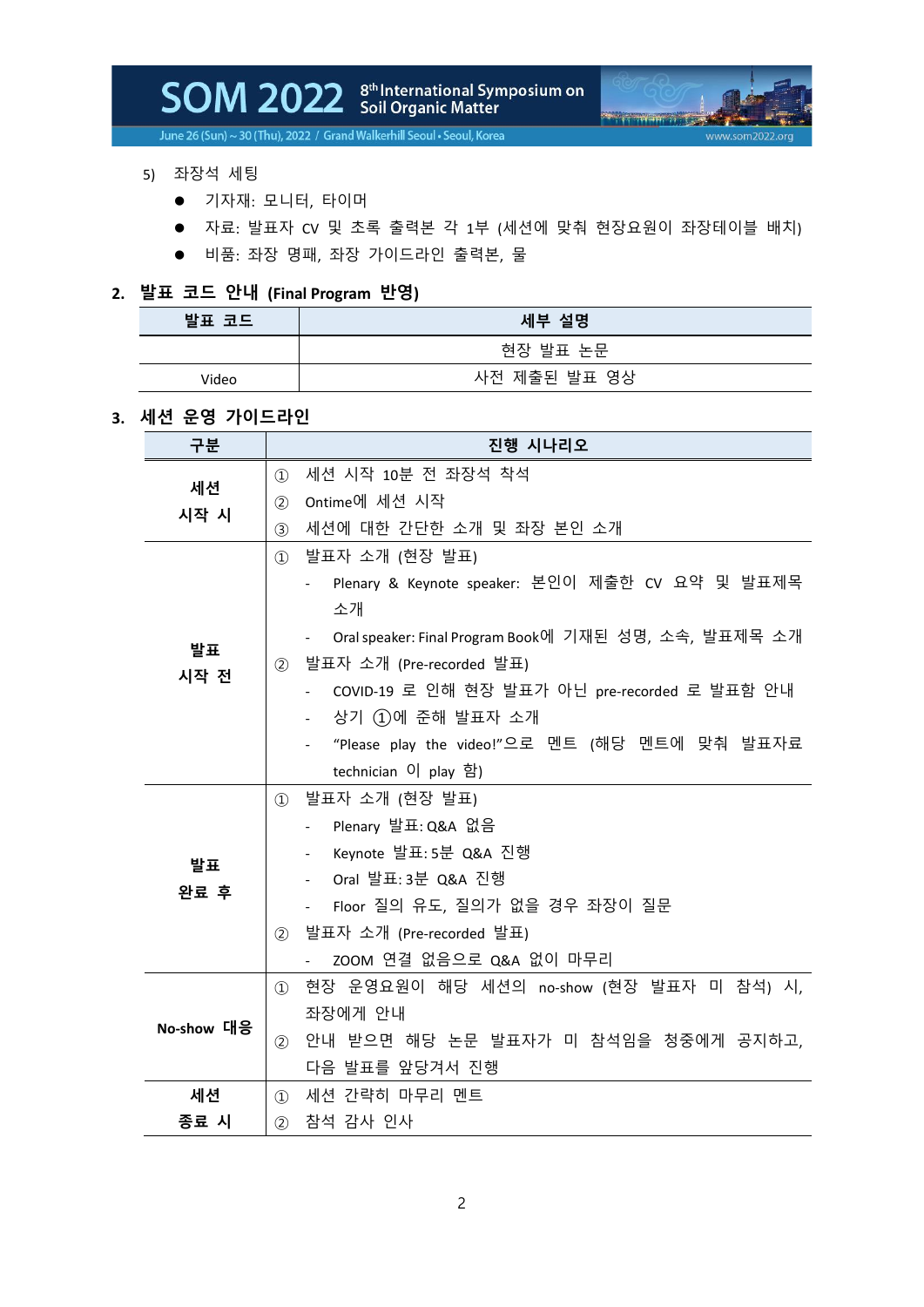5) 좌장석 세팅

- 기자재: 모니터, 타이머
- 자료: 발표자 CV 및 초록 출력본 각 1부 (세션에 맞춰 현장요원이 좌장테이블 배치)
- 비품: 좌장 명패, 좌장 가이드라인 출력본, 물

## 2. 발표 코드 안내 (Final Program 반영)

| 발표 코드 | 세부 설명 |
|---|---|
| | 현장 발표 논문 |
| Video | 사전 제출된 발표 영상 |

## 3. 세션 운영 가이드라인

| 구분 | 진행 시나리오 |
|---|---|
| **세션 시작 시** | ① 세션 시작 10분 전 좌장석 착석<br>② Ontime에 세션 시작<br>③ 세션에 대한 간단한 소개 및 좌장 본인 소개 |
| **발표 시작 전** | ① 발표자 소개 (현장 발표)<br>- Plenary & Keynote speaker: 본인이 제출한 CV 요약 및 발표제목 소개<br>- Oral speaker: Final Program Book에 기재된 성명, 소속, 발표제목 소개<br>② 발표자 소개 (Pre-recorded 발표)<br>- COVID-19 로 인해 현장 발표가 아닌 pre-recorded 로 발표함 안내<br>- 상기 ①에 준해 발표자 소개<br>- "Please play the video!"으로 멘트 (해당 멘트에 맞춰 발표자료 technician 이 play 함) |
| **발표 완료 후** | ① 발표자 소개 (현장 발표)<br>- Plenary 발표: Q&A 없음<br>- Keynote 발표: 5분 Q&A 진행<br>- Oral 발표: 3분 Q&A 진행<br>- Floor 질의 유도, 질의가 없을 경우 좌장이 질문<br>② 발표자 소개 (Pre-recorded 발표)<br>- ZOOM 연결 없음으로 Q&A 없이 마무리 |
| **No-show 대응** | ① 현장 운영요원이 해당 세션의 no-show (현장 발표자 미 참석) 시, 좌장에게 안내<br>② 안내 받으면 해당 논문 발표자가 미 참석임을 청중에게 공지하고, 다음 발표를 앞당겨서 진행 |
| **세션 종료 시** | ① 세션 간략히 마무리 멘트<br>② 참석 감사 인사 |